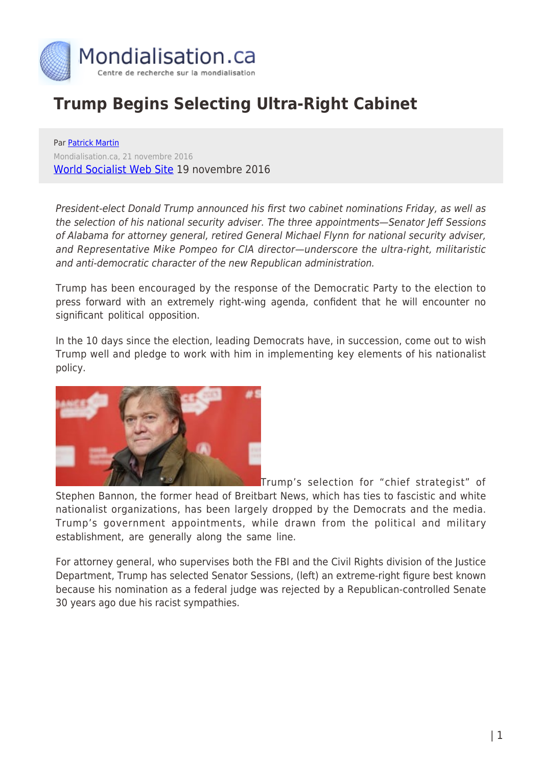# Trump Begins Selecting Ultra-Right Cabinet

Par Patrick Martin

Mondialisation.ca, 21 novembre 2016

World Socialist Web Site 19 novembre 2016

*President-elect Donald Trump announced his first two cabinet nominations Friday, as well as the selection of his national security adviser. The three appointments—Senator Jeff Sessions of Alabama for attorney general, retired General Michael Flynn for national security adviser, and Representative Mike Pompeo for CIA director—underscore the ultra-right, militaristic and anti-democratic character of the new Republican administration.*

Trump has been encouraged by the response of the Democratic Party to the election to press forward with an extremely right-wing agenda, confident that he will encounter no significant political opposition.

In the 10 days since the election, leading Democrats have, in succession, come out to wish Trump well and pledge to work with him in implementing key elements of his nationalist policy.

Trump's selection for "chief strategist" of Stephen Bannon, the former head of Breitbart News, which has ties to fascistic and white nationalist organizations, has been largely dropped by the Democrats and the media. Trump's government appointments, while drawn from the political and military establishment, are generally along the same line.

For attorney general, who supervises both the FBI and the Civil Rights division of the Justice Department, Trump has selected Senator Sessions, (left) an extreme-right figure best known because his nomination as a federal judge was rejected by a Republican-controlled Senate 30 years ago due his racist sympathies.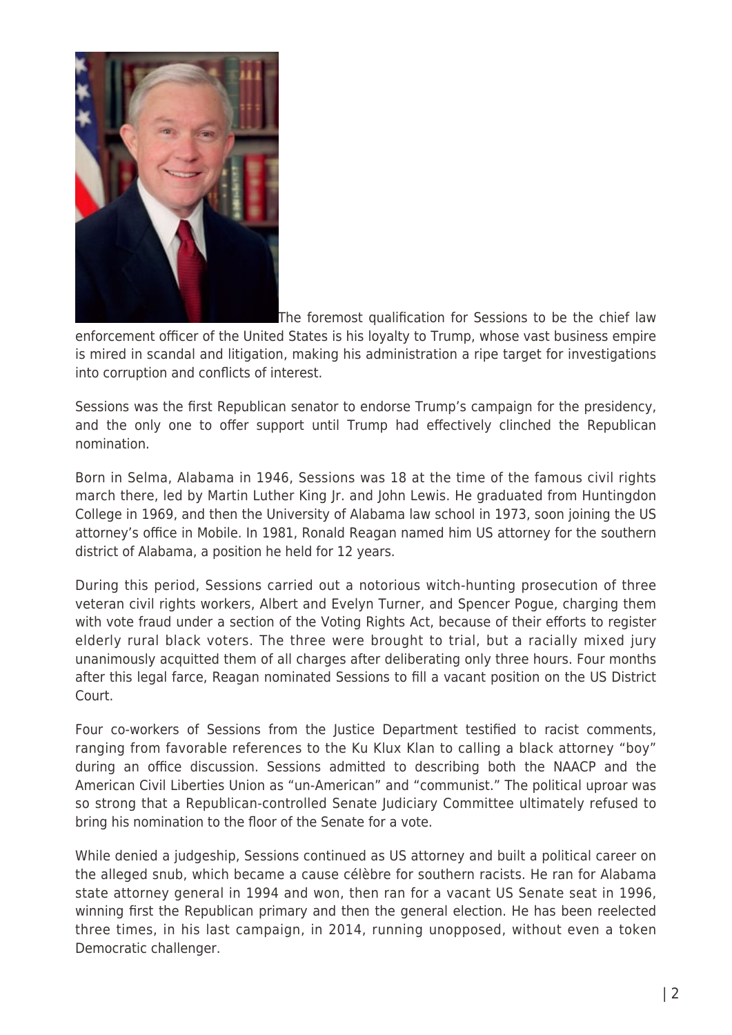The foremost qualification for Sessions to be the chief law enforcement officer of the United States is his loyalty to Trump, whose vast business empire is mired in scandal and litigation, making his administration a ripe target for investigations into corruption and conflicts of interest.

Sessions was the first Republican senator to endorse Trump's campaign for the presidency, and the only one to offer support until Trump had effectively clinched the Republican nomination.

Born in Selma, Alabama in 1946, Sessions was 18 at the time of the famous civil rights march there, led by Martin Luther King Jr. and John Lewis. He graduated from Huntingdon College in 1969, and then the University of Alabama law school in 1973, soon joining the US attorney's office in Mobile. In 1981, Ronald Reagan named him US attorney for the southern district of Alabama, a position he held for 12 years.

During this period, Sessions carried out a notorious witch-hunting prosecution of three veteran civil rights workers, Albert and Evelyn Turner, and Spencer Pogue, charging them with vote fraud under a section of the Voting Rights Act, because of their efforts to register elderly rural black voters. The three were brought to trial, but a racially mixed jury unanimously acquitted them of all charges after deliberating only three hours. Four months after this legal farce, Reagan nominated Sessions to fill a vacant position on the US District Court.

Four co-workers of Sessions from the Justice Department testified to racist comments, ranging from favorable references to the Ku Klux Klan to calling a black attorney "boy" during an office discussion. Sessions admitted to describing both the NAACP and the American Civil Liberties Union as "un-American" and "communist." The political uproar was so strong that a Republican-controlled Senate Judiciary Committee ultimately refused to bring his nomination to the floor of the Senate for a vote.

While denied a judgeship, Sessions continued as US attorney and built a political career on the alleged snub, which became a cause célèbre for southern racists. He ran for Alabama state attorney general in 1994 and won, then ran for a vacant US Senate seat in 1996, winning first the Republican primary and then the general election. He has been reelected three times, in his last campaign, in 2014, running unopposed, without even a token Democratic challenger.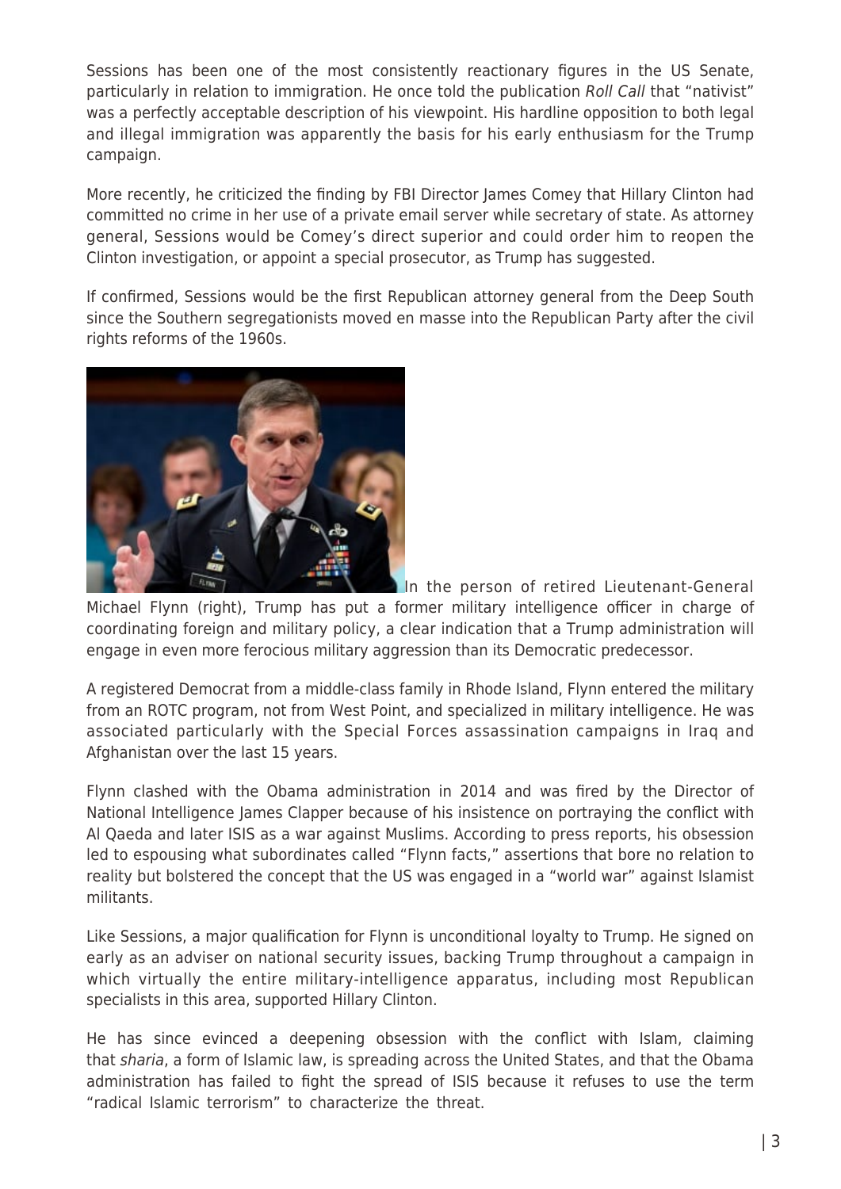Sessions has been one of the most consistently reactionary figures in the US Senate, particularly in relation to immigration. He once told the publication *Roll Call* that "nativist" was a perfectly acceptable description of his viewpoint. His hardline opposition to both legal and illegal immigration was apparently the basis for his early enthusiasm for the Trump campaign.

More recently, he criticized the finding by FBI Director James Comey that Hillary Clinton had committed no crime in her use of a private email server while secretary of state. As attorney general, Sessions would be Comey's direct superior and could order him to reopen the Clinton investigation, or appoint a special prosecutor, as Trump has suggested.

If confirmed, Sessions would be the first Republican attorney general from the Deep South since the Southern segregationists moved en masse into the Republican Party after the civil rights reforms of the 1960s.

In the person of retired Lieutenant-General Michael Flynn (right), Trump has put a former military intelligence officer in charge of coordinating foreign and military policy, a clear indication that a Trump administration will engage in even more ferocious military aggression than its Democratic predecessor.

A registered Democrat from a middle-class family in Rhode Island, Flynn entered the military from an ROTC program, not from West Point, and specialized in military intelligence. He was associated particularly with the Special Forces assassination campaigns in Iraq and Afghanistan over the last 15 years.

Flynn clashed with the Obama administration in 2014 and was fired by the Director of National Intelligence James Clapper because of his insistence on portraying the conflict with Al Qaeda and later ISIS as a war against Muslims. According to press reports, his obsession led to espousing what subordinates called "Flynn facts," assertions that bore no relation to reality but bolstered the concept that the US was engaged in a "world war" against Islamist militants.

Like Sessions, a major qualification for Flynn is unconditional loyalty to Trump. He signed on early as an adviser on national security issues, backing Trump throughout a campaign in which virtually the entire military-intelligence apparatus, including most Republican specialists in this area, supported Hillary Clinton.

He has since evinced a deepening obsession with the conflict with Islam, claiming that *sharia*, a form of Islamic law, is spreading across the United States, and that the Obama administration has failed to fight the spread of ISIS because it refuses to use the term "radical Islamic terrorism" to characterize the threat.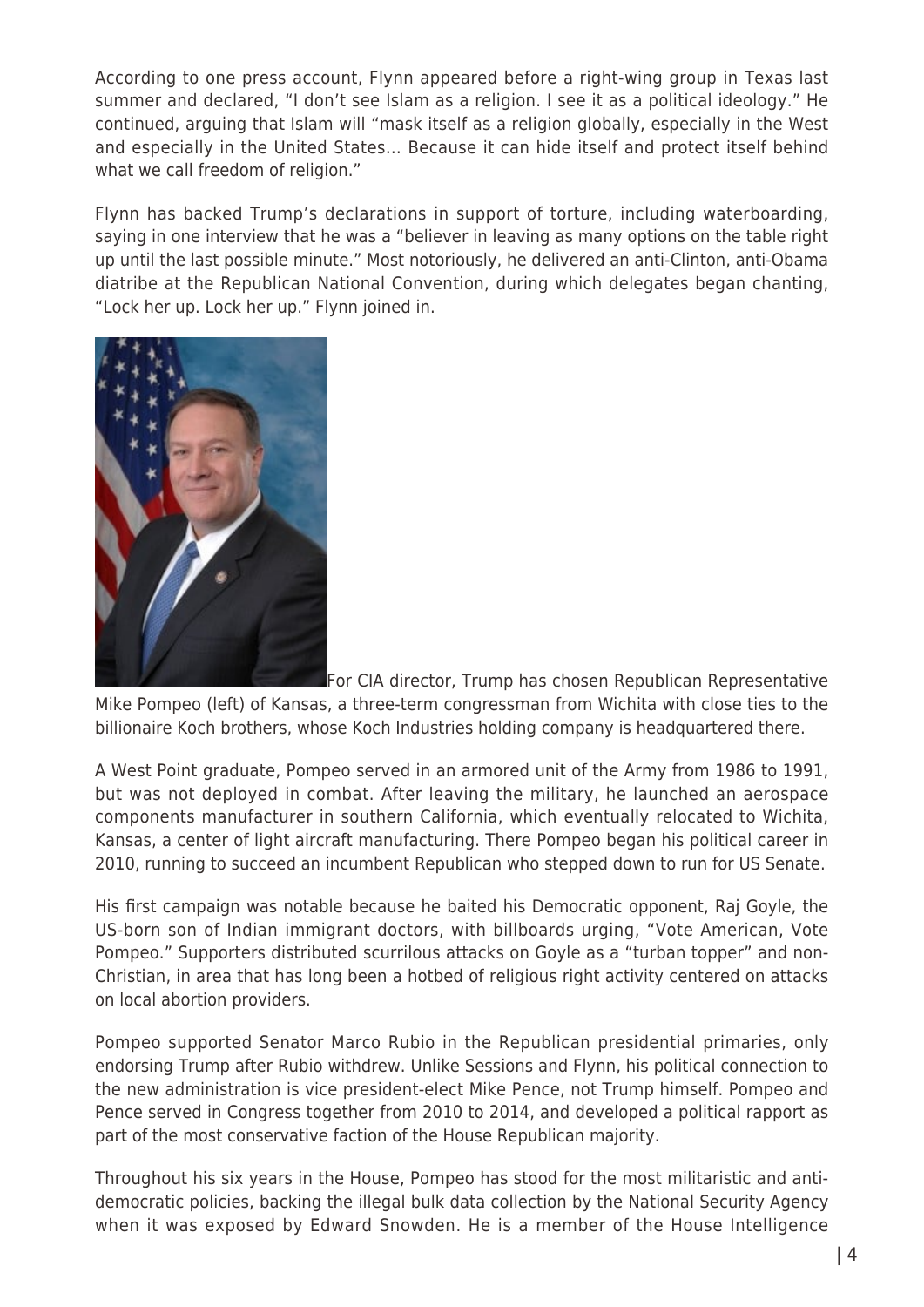According to one press account, Flynn appeared before a right-wing group in Texas last summer and declared, "I don't see Islam as a religion. I see it as a political ideology." He continued, arguing that Islam will "mask itself as a religion globally, especially in the West and especially in the United States… Because it can hide itself and protect itself behind what we call freedom of religion."

Flynn has backed Trump's declarations in support of torture, including waterboarding, saying in one interview that he was a "believer in leaving as many options on the table right up until the last possible minute." Most notoriously, he delivered an anti-Clinton, anti-Obama diatribe at the Republican National Convention, during which delegates began chanting, "Lock her up. Lock her up." Flynn joined in.

For CIA director, Trump has chosen Republican Representative Mike Pompeo (left) of Kansas, a three-term congressman from Wichita with close ties to the billionaire Koch brothers, whose Koch Industries holding company is headquartered there.

A West Point graduate, Pompeo served in an armored unit of the Army from 1986 to 1991, but was not deployed in combat. After leaving the military, he launched an aerospace components manufacturer in southern California, which eventually relocated to Wichita, Kansas, a center of light aircraft manufacturing. There Pompeo began his political career in 2010, running to succeed an incumbent Republican who stepped down to run for US Senate.

His first campaign was notable because he baited his Democratic opponent, Raj Goyle, the US-born son of Indian immigrant doctors, with billboards urging, "Vote American, Vote Pompeo." Supporters distributed scurrilous attacks on Goyle as a "turban topper" and non-Christian, in area that has long been a hotbed of religious right activity centered on attacks on local abortion providers.

Pompeo supported Senator Marco Rubio in the Republican presidential primaries, only endorsing Trump after Rubio withdrew. Unlike Sessions and Flynn, his political connection to the new administration is vice president-elect Mike Pence, not Trump himself. Pompeo and Pence served in Congress together from 2010 to 2014, and developed a political rapport as part of the most conservative faction of the House Republican majority.

Throughout his six years in the House, Pompeo has stood for the most militaristic and anti-democratic policies, backing the illegal bulk data collection by the National Security Agency when it was exposed by Edward Snowden. He is a member of the House Intelligence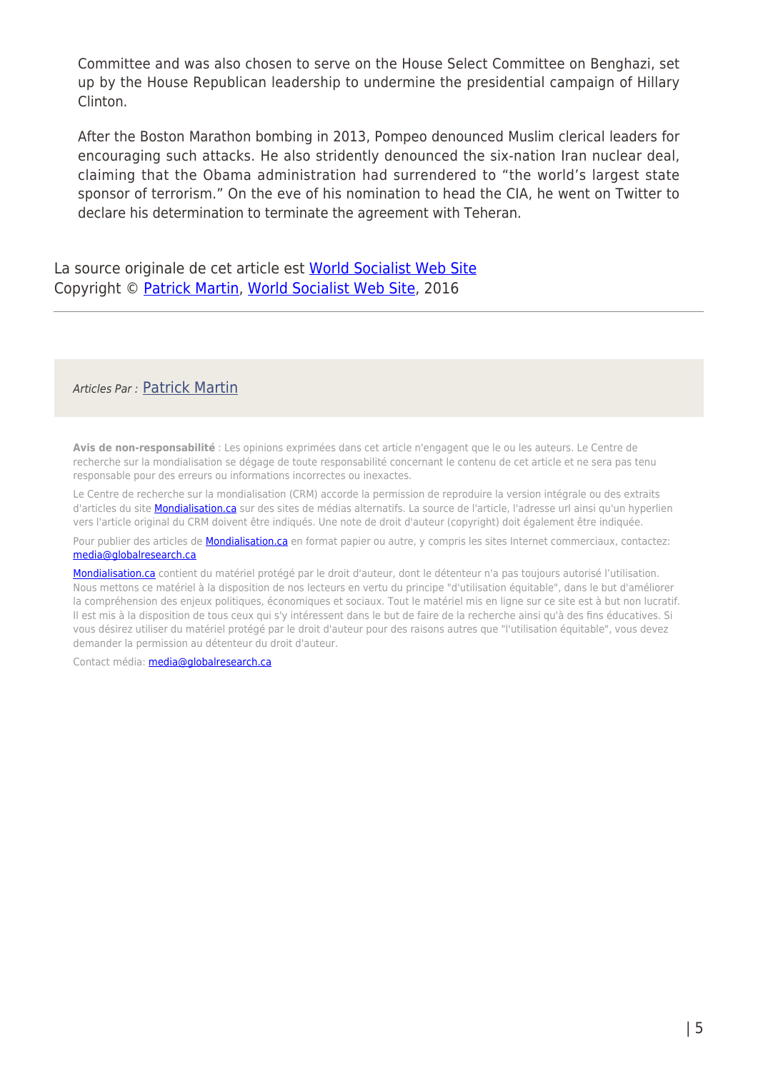Committee and was also chosen to serve on the House Select Committee on Benghazi, set up by the House Republican leadership to undermine the presidential campaign of Hillary Clinton.

After the Boston Marathon bombing in 2013, Pompeo denounced Muslim clerical leaders for encouraging such attacks. He also stridently denounced the six-nation Iran nuclear deal, claiming that the Obama administration had surrendered to "the world's largest state sponsor of terrorism." On the eve of his nomination to head the CIA, he went on Twitter to declare his determination to terminate the agreement with Teheran.

La source originale de cet article est World Socialist Web Site
Copyright © Patrick Martin, World Socialist Web Site, 2016

---

*Articles Par :* Patrick Martin

**Avis de non-responsabilité** : Les opinions exprimées dans cet article n'engagent que le ou les auteurs. Le Centre de recherche sur la mondialisation se dégage de toute responsabilité concernant le contenu de cet article et ne sera pas tenu responsable pour des erreurs ou informations incorrectes ou inexactes.

Le Centre de recherche sur la mondialisation (CRM) accorde la permission de reproduire la version intégrale ou des extraits d'articles du site Mondialisation.ca sur des sites de médias alternatifs. La source de l'article, l'adresse url ainsi qu'un hyperlien vers l'article original du CRM doivent être indiqués. Une note de droit d'auteur (copyright) doit également être indiquée.

Pour publier des articles de Mondialisation.ca en format papier ou autre, y compris les sites Internet commerciaux, contactez: media@globalresearch.ca

Mondialisation.ca contient du matériel protégé par le droit d'auteur, dont le détenteur n'a pas toujours autorisé l'utilisation. Nous mettons ce matériel à la disposition de nos lecteurs en vertu du principe "d'utilisation équitable", dans le but d'améliorer la compréhension des enjeux politiques, économiques et sociaux. Tout le matériel mis en ligne sur ce site est à but non lucratif. Il est mis à la disposition de tous ceux qui s'y intéressent dans le but de faire de la recherche ainsi qu'à des fins éducatives. Si vous désirez utiliser du matériel protégé par le droit d'auteur pour des raisons autres que "l'utilisation équitable", vous devez demander la permission au détenteur du droit d'auteur.

Contact média: media@globalresearch.ca